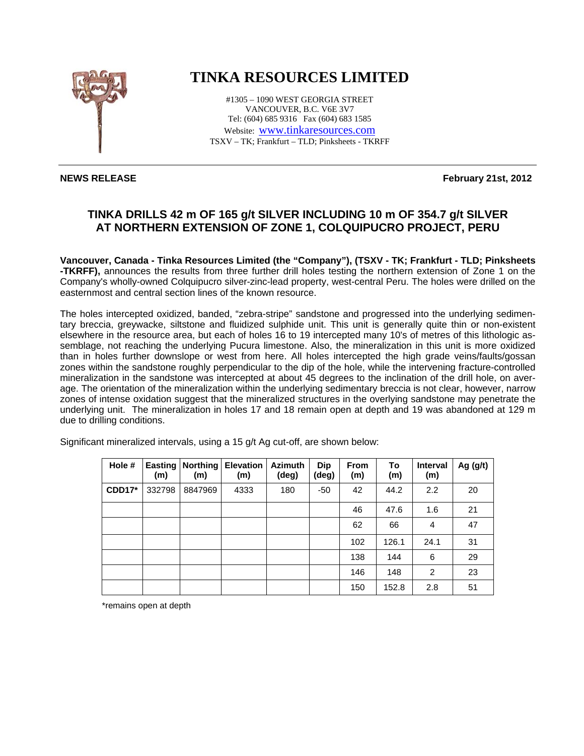# TINKA RESOURCES LIMITED

#1305 – 1090 WEST GEORGIA STREET
VANCOUVER, B.C. V6E 3V7
Tel: (604) 685 9316 Fax (604) 683 1585
Website: www.tinkaresources.com
TSXV – TK; Frankfurt – TLD; Pinksheets - TKRFF

**NEWS RELEASE** **February 21st, 2012**

## TINKA DRILLS 42 m OF 165 g/t SILVER INCLUDING 10 m OF 354.7 g/t SILVER AT NORTHERN EXTENSION OF ZONE 1, COLQUIPUCRO PROJECT, PERU

**Vancouver, Canada - Tinka Resources Limited (the "Company"), (TSXV - TK; Frankfurt - TLD; Pinksheets -TKRFF),** announces the results from three further drill holes testing the northern extension of Zone 1 on the Company's wholly-owned Colquipucro silver-zinc-lead property, west-central Peru. The holes were drilled on the easternmost and central section lines of the known resource.

The holes intercepted oxidized, banded, "zebra-stripe" sandstone and progressed into the underlying sedimentary breccia, greywacke, siltstone and fluidized sulphide unit. This unit is generally quite thin or non-existent elsewhere in the resource area, but each of holes 16 to 19 intercepted many 10's of metres of this lithologic assemblage, not reaching the underlying Pucura limestone. Also, the mineralization in this unit is more oxidized than in holes further downslope or west from here. All holes intercepted the high grade veins/faults/gossan zones within the sandstone roughly perpendicular to the dip of the hole, while the intervening fracture-controlled mineralization in the sandstone was intercepted at about 45 degrees to the inclination of the drill hole, on average. The orientation of the mineralization within the underlying sedimentary breccia is not clear, however, narrow zones of intense oxidation suggest that the mineralized structures in the overlying sandstone may penetrate the underlying unit. The mineralization in holes 17 and 18 remain open at depth and 19 was abandoned at 129 m due to drilling conditions.

Significant mineralized intervals, using a 15 g/t Ag cut-off, are shown below:

| Hole # | Easting (m) | Northing (m) | Elevation (m) | Azimuth (deg) | Dip (deg) | From (m) | To (m) | Interval (m) | Ag (g/t) |
|---|---|---|---|---|---|---|---|---|---|
| **CDD17*** | 332798 | 8847969 | 4333 | 180 | -50 | 42 | 44.2 | 2.2 | 20 |
| | | | | | | 46 | 47.6 | 1.6 | 21 |
| | | | | | | 62 | 66 | 4 | 47 |
| | | | | | | 102 | 126.1 | 24.1 | 31 |
| | | | | | | 138 | 144 | 6 | 29 |
| | | | | | | 146 | 148 | 2 | 23 |
| | | | | | | 150 | 152.8 | 2.8 | 51 |

*remains open at depth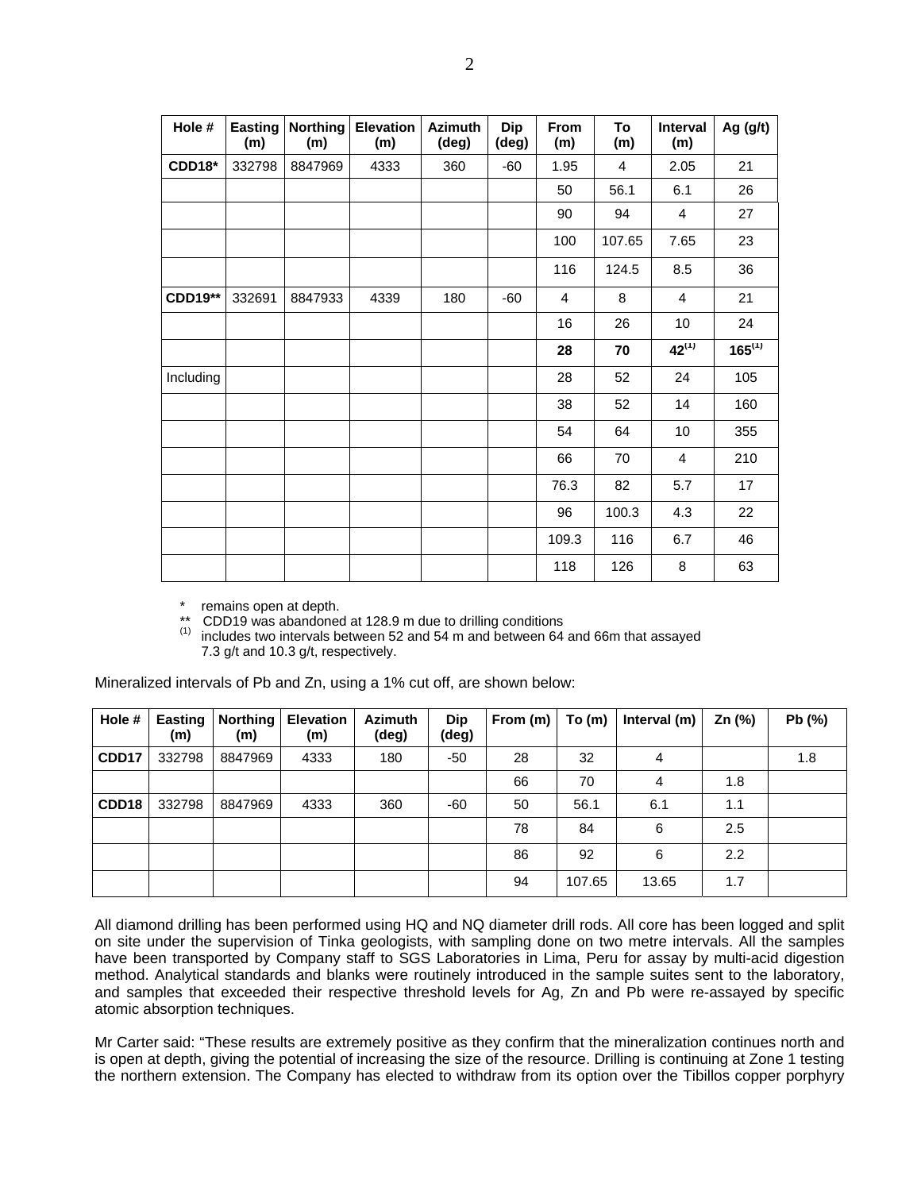| Hole # | Easting (m) | Northing (m) | Elevation (m) | Azimuth (deg) | Dip (deg) | From (m) | To (m) | Interval (m) | Ag (g/t) |
|---|---|---|---|---|---|---|---|---|---|
| **CDD18*** | 332798 | 8847969 | 4333 | 360 | -60 | 1.95 | 4 | 2.05 | 21 |
| | | | | | | 50 | 56.1 | 6.1 | 26 |
| | | | | | | 90 | 94 | 4 | 27 |
| | | | | | | 100 | 107.65 | 7.65 | 23 |
| | | | | | | 116 | 124.5 | 8.5 | 36 |
| **CDD19**** | 332691 | 8847933 | 4339 | 180 | -60 | 4 | 8 | 4 | 21 |
| | | | | | | 16 | 26 | 10 | 24 |
| | | | | | | **28** | **70** | **42**(1) | **165**(1) |
| Including | | | | | | 28 | 52 | 24 | 105 |
| | | | | | | 38 | 52 | 14 | 160 |
| | | | | | | 54 | 64 | 10 | 355 |
| | | | | | | 66 | 70 | 4 | 210 |
| | | | | | | 76.3 | 82 | 5.7 | 17 |
| | | | | | | 96 | 100.3 | 4.3 | 22 |
| | | | | | | 109.3 | 116 | 6.7 | 46 |
| | | | | | | 118 | 126 | 8 | 63 |

\* remains open at depth.
\*\* CDD19 was abandoned at 128.9 m due to drilling conditions
(1) includes two intervals between 52 and 54 m and between 64 and 66m that assayed 7.3 g/t and 10.3 g/t, respectively.

Mineralized intervals of Pb and Zn, using a 1% cut off, are shown below:

| Hole # | Easting (m) | Northing (m) | Elevation (m) | Azimuth (deg) | Dip (deg) | From (m) | To (m) | Interval (m) | Zn (%) | Pb (%) |
|---|---|---|---|---|---|---|---|---|---|---|
| **CDD17** | 332798 | 8847969 | 4333 | 180 | -50 | 28 | 32 | 4 | | 1.8 |
| | | | | | | 66 | 70 | 4 | 1.8 | |
| **CDD18** | 332798 | 8847969 | 4333 | 360 | -60 | 50 | 56.1 | 6.1 | 1.1 | |
| | | | | | | 78 | 84 | 6 | 2.5 | |
| | | | | | | 86 | 92 | 6 | 2.2 | |
| | | | | | | 94 | 107.65 | 13.65 | 1.7 | |

All diamond drilling has been performed using HQ and NQ diameter drill rods. All core has been logged and split on site under the supervision of Tinka geologists, with sampling done on two metre intervals. All the samples have been transported by Company staff to SGS Laboratories in Lima, Peru for assay by multi-acid digestion method. Analytical standards and blanks were routinely introduced in the sample suites sent to the laboratory, and samples that exceeded their respective threshold levels for Ag, Zn and Pb were re-assayed by specific atomic absorption techniques.

Mr Carter said: "These results are extremely positive as they confirm that the mineralization continues north and is open at depth, giving the potential of increasing the size of the resource. Drilling is continuing at Zone 1 testing the northern extension. The Company has elected to withdraw from its option over the Tibillos copper porphyry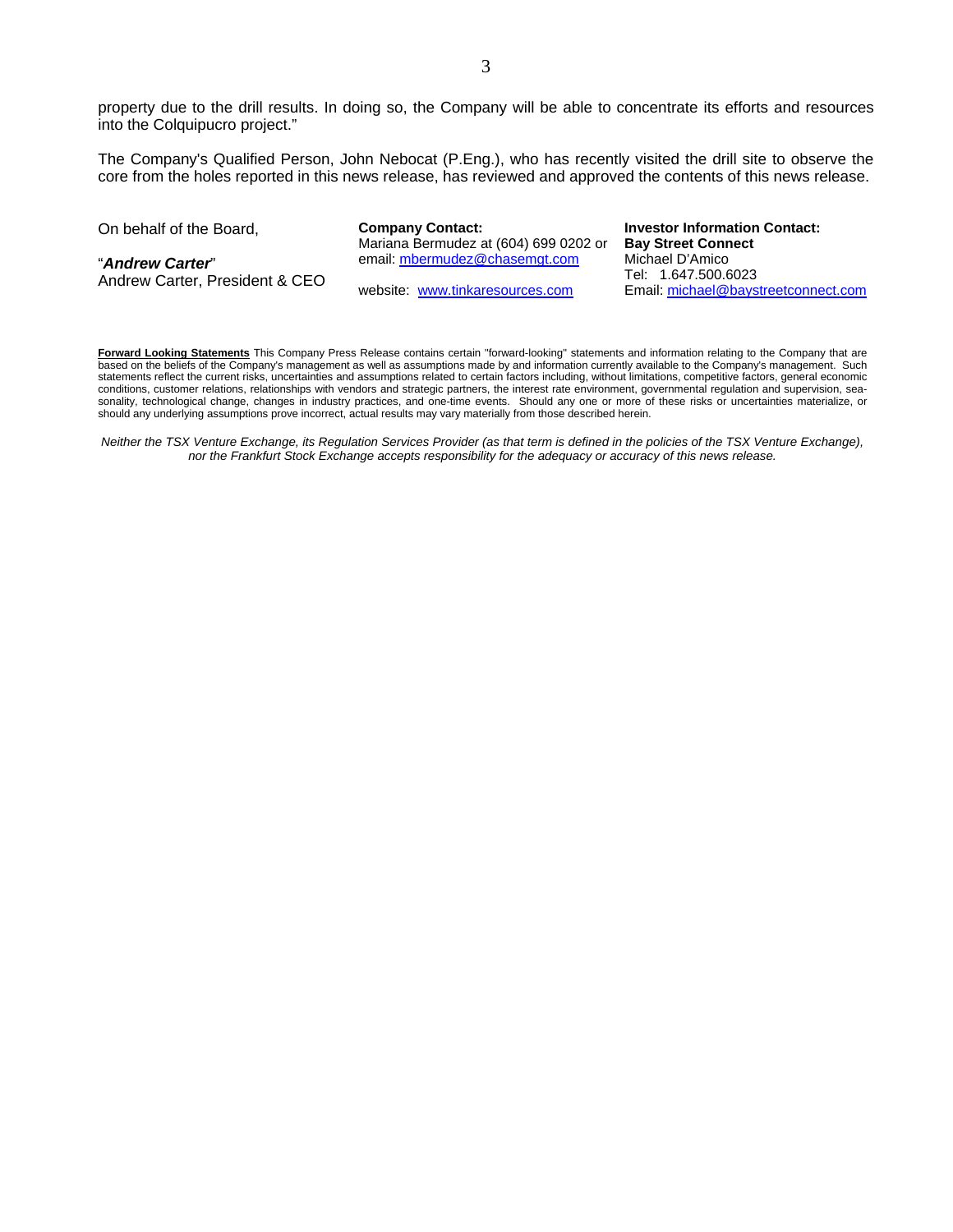property due to the drill results. In doing so, the Company will be able to concentrate its efforts and resources into the Colquipucro project."

The Company's Qualified Person, John Nebocat (P.Eng.), who has recently visited the drill site to observe the core from the holes reported in this news release, has reviewed and approved the contents of this news release.

On behalf of the Board,

"***Andrew Carter***"
Andrew Carter, President & CEO

**Company Contact:**
Mariana Bermudez at (604) 699 0202 or
email: mbermudez@chasemgt.com

website: www.tinkaresources.com

**Investor Information Contact:**
**Bay Street Connect**
Michael D'Amico
Tel: 1.647.500.6023
Email: michael@baystreetconnect.com

**Forward Looking Statements** This Company Press Release contains certain "forward-looking" statements and information relating to the Company that are based on the beliefs of the Company's management as well as assumptions made by and information currently available to the Company's management. Such statements reflect the current risks, uncertainties and assumptions related to certain factors including, without limitations, competitive factors, general economic conditions, customer relations, relationships with vendors and strategic partners, the interest rate environment, governmental regulation and supervision, seasonality, technological change, changes in industry practices, and one-time events. Should any one or more of these risks or uncertainties materialize, or should any underlying assumptions prove incorrect, actual results may vary materially from those described herein.

*Neither the TSX Venture Exchange, its Regulation Services Provider (as that term is defined in the policies of the TSX Venture Exchange), nor the Frankfurt Stock Exchange accepts responsibility for the adequacy or accuracy of this news release.*